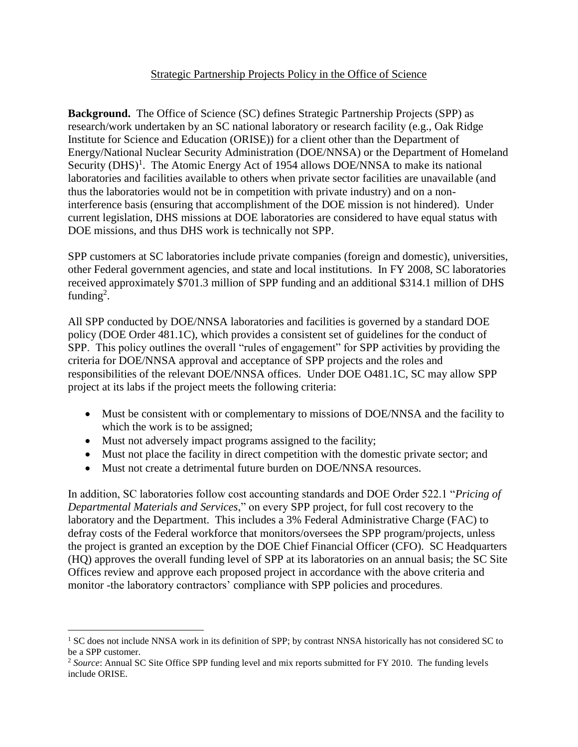Strategic Partnership Projects Policy in the Office of Science

**Background.** The Office of Science (SC) defines Strategic Partnership Projects (SPP) as research/work undertaken by an SC national laboratory or research facility (e.g., Oak Ridge Institute for Science and Education (ORISE)) for a client other than the Department of Energy/National Nuclear Security Administration (DOE/NNSA) or the Department of Homeland Security (DHS)[1]. The Atomic Energy Act of 1954 allows DOE/NNSA to make its national laboratories and facilities available to others when private sector facilities are unavailable (and thus the laboratories would not be in competition with private industry) and on a non-interference basis (ensuring that accomplishment of the DOE mission is not hindered). Under current legislation, DHS missions at DOE laboratories are considered to have equal status with DOE missions, and thus DHS work is technically not SPP.

SPP customers at SC laboratories include private companies (foreign and domestic), universities, other Federal government agencies, and state and local institutions. In FY 2008, SC laboratories received approximately $701.3 million of SPP funding and an additional $314.1 million of DHS funding[2].

All SPP conducted by DOE/NNSA laboratories and facilities is governed by a standard DOE policy (DOE Order 481.1C), which provides a consistent set of guidelines for the conduct of SPP. This policy outlines the overall "rules of engagement" for SPP activities by providing the criteria for DOE/NNSA approval and acceptance of SPP projects and the roles and responsibilities of the relevant DOE/NNSA offices. Under DOE O481.1C, SC may allow SPP project at its labs if the project meets the following criteria:

- Must be consistent with or complementary to missions of DOE/NNSA and the facility to which the work is to be assigned;
- Must not adversely impact programs assigned to the facility;
- Must not place the facility in direct competition with the domestic private sector; and
- Must not create a detrimental future burden on DOE/NNSA resources.

In addition, SC laboratories follow cost accounting standards and DOE Order 522.1 "*Pricing of Departmental Materials and Services*," on every SPP project, for full cost recovery to the laboratory and the Department. This includes a 3% Federal Administrative Charge (FAC) to defray costs of the Federal workforce that monitors/oversees the SPP program/projects, unless the project is granted an exception by the DOE Chief Financial Officer (CFO). SC Headquarters (HQ) approves the overall funding level of SPP at its laboratories on an annual basis; the SC Site Offices review and approve each proposed project in accordance with the above criteria and monitor -the laboratory contractors' compliance with SPP policies and procedures.

---

[1] SC does not include NNSA work in its definition of SPP; by contrast NNSA historically has not considered SC to be a SPP customer.

[2] *Source*: Annual SC Site Office SPP funding level and mix reports submitted for FY 2010. The funding levels include ORISE.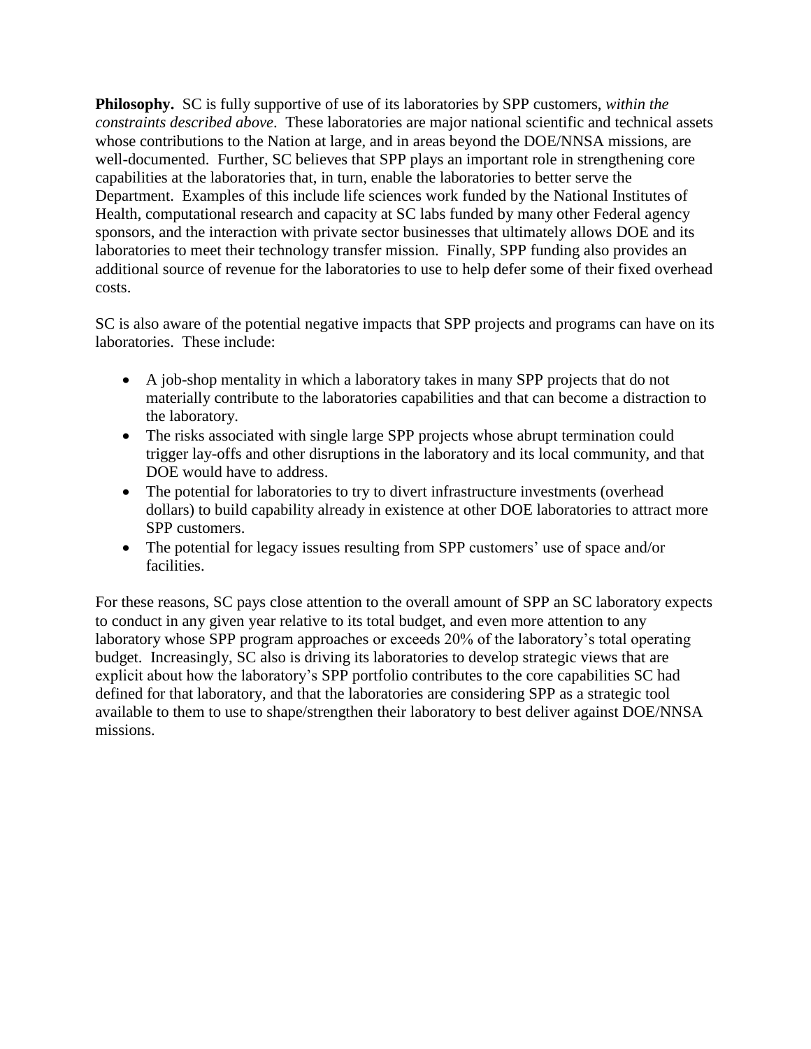**Philosophy.** SC is fully supportive of use of its laboratories by SPP customers, *within the constraints described above*. These laboratories are major national scientific and technical assets whose contributions to the Nation at large, and in areas beyond the DOE/NNSA missions, are well-documented. Further, SC believes that SPP plays an important role in strengthening core capabilities at the laboratories that, in turn, enable the laboratories to better serve the Department. Examples of this include life sciences work funded by the National Institutes of Health, computational research and capacity at SC labs funded by many other Federal agency sponsors, and the interaction with private sector businesses that ultimately allows DOE and its laboratories to meet their technology transfer mission. Finally, SPP funding also provides an additional source of revenue for the laboratories to use to help defer some of their fixed overhead costs.

SC is also aware of the potential negative impacts that SPP projects and programs can have on its laboratories. These include:

- A job-shop mentality in which a laboratory takes in many SPP projects that do not materially contribute to the laboratories capabilities and that can become a distraction to the laboratory.
- The risks associated with single large SPP projects whose abrupt termination could trigger lay-offs and other disruptions in the laboratory and its local community, and that DOE would have to address.
- The potential for laboratories to try to divert infrastructure investments (overhead dollars) to build capability already in existence at other DOE laboratories to attract more SPP customers.
- The potential for legacy issues resulting from SPP customers' use of space and/or facilities.

For these reasons, SC pays close attention to the overall amount of SPP an SC laboratory expects to conduct in any given year relative to its total budget, and even more attention to any laboratory whose SPP program approaches or exceeds 20% of the laboratory's total operating budget. Increasingly, SC also is driving its laboratories to develop strategic views that are explicit about how the laboratory's SPP portfolio contributes to the core capabilities SC had defined for that laboratory, and that the laboratories are considering SPP as a strategic tool available to them to use to shape/strengthen their laboratory to best deliver against DOE/NNSA missions.